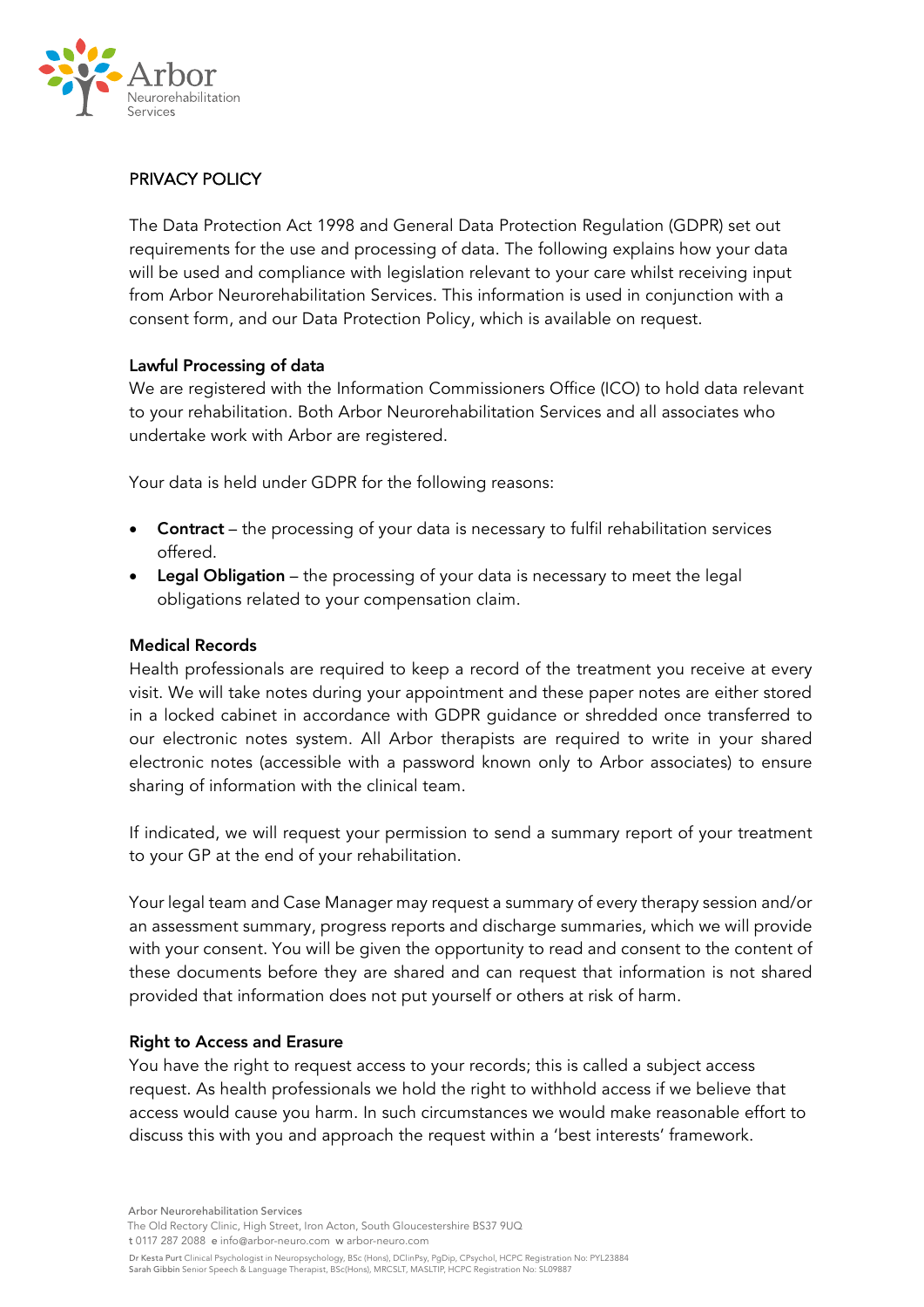# PRIVACY POLICY

The Data Protection Act 1998 and General Data Protection Regulation (GDPR) set out requirements for the use and processing of data. The following explains how your data will be used and compliance with legislation relevant to your care whilst receiving input from Arbor Neurorehabilitation Services. This information is used in conjunction with a consent form, and our Data Protection Policy, which is available on request.

## Lawful Processing of data

We are registered with the Information Commissioners Office (ICO) to hold data relevant to your rehabilitation. Both Arbor Neurorehabilitation Services and all associates who undertake work with Arbor are registered.

Your data is held under GDPR for the following reasons:

- **Contract** – the processing of your data is necessary to fulfil rehabilitation services offered.
- **Legal Obligation** – the processing of your data is necessary to meet the legal obligations related to your compensation claim.

## Medical Records

Health professionals are required to keep a record of the treatment you receive at every visit. We will take notes during your appointment and these paper notes are either stored in a locked cabinet in accordance with GDPR guidance or shredded once transferred to our electronic notes system. All Arbor therapists are required to write in your shared electronic notes (accessible with a password known only to Arbor associates) to ensure sharing of information with the clinical team.

If indicated, we will request your permission to send a summary report of your treatment to your GP at the end of your rehabilitation.

Your legal team and Case Manager may request a summary of every therapy session and/or an assessment summary, progress reports and discharge summaries, which we will provide with your consent. You will be given the opportunity to read and consent to the content of these documents before they are shared and can request that information is not shared provided that information does not put yourself or others at risk of harm.

## Right to Access and Erasure

You have the right to request access to your records; this is called a subject access request. As health professionals we hold the right to withhold access if we believe that access would cause you harm. In such circumstances we would make reasonable effort to discuss this with you and approach the request within a 'best interests' framework.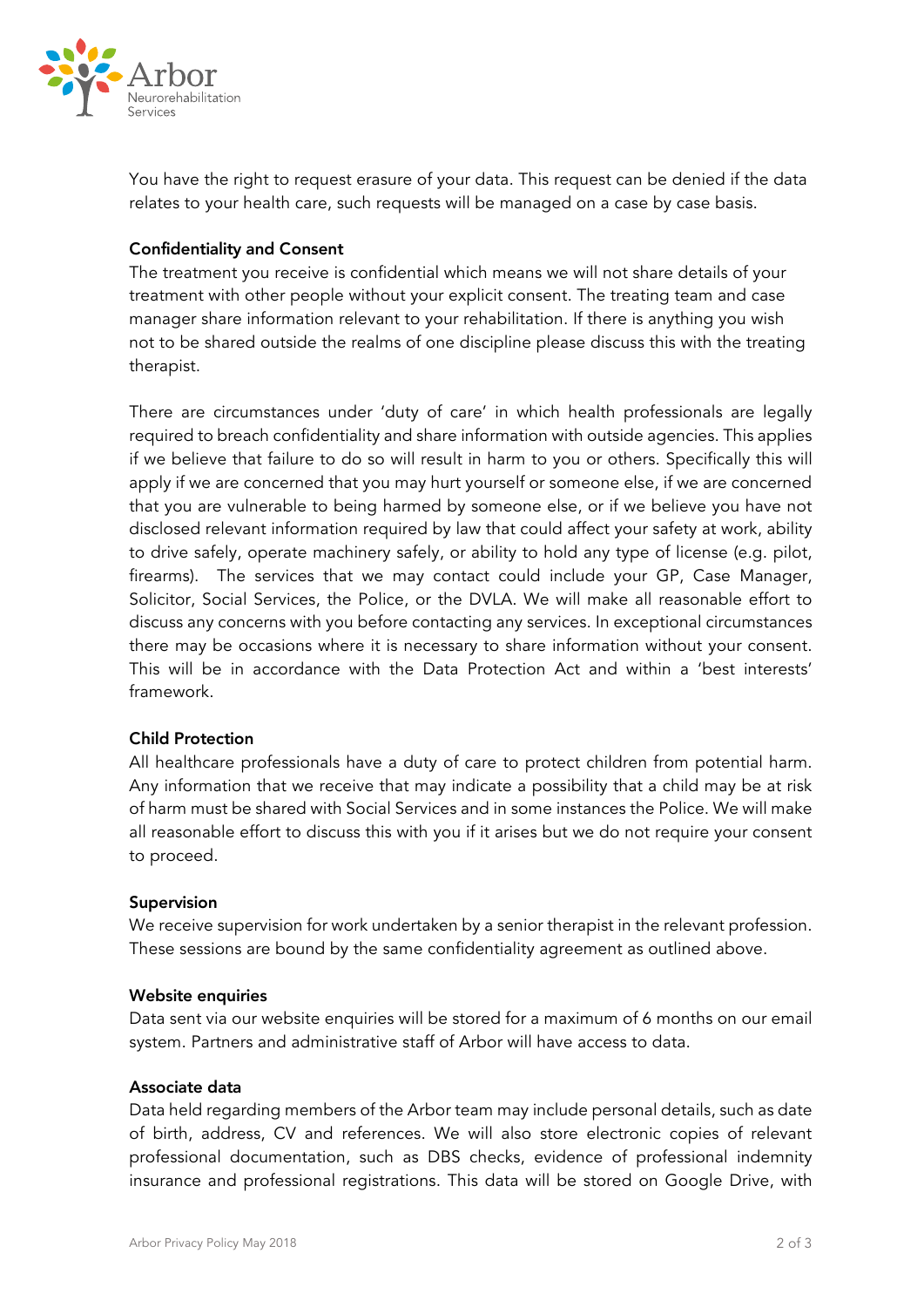You have the right to request erasure of your data. This request can be denied if the data relates to your health care, such requests will be managed on a case by case basis.

**Confidentiality and Consent**

The treatment you receive is confidential which means we will not share details of your treatment with other people without your explicit consent. The treating team and case manager share information relevant to your rehabilitation. If there is anything you wish not to be shared outside the realms of one discipline please discuss this with the treating therapist.

There are circumstances under 'duty of care' in which health professionals are legally required to breach confidentiality and share information with outside agencies. This applies if we believe that failure to do so will result in harm to you or others. Specifically this will apply if we are concerned that you may hurt yourself or someone else, if we are concerned that you are vulnerable to being harmed by someone else, or if we believe you have not disclosed relevant information required by law that could affect your safety at work, ability to drive safely, operate machinery safely, or ability to hold any type of license (e.g. pilot, firearms). The services that we may contact could include your GP, Case Manager, Solicitor, Social Services, the Police, or the DVLA. We will make all reasonable effort to discuss any concerns with you before contacting any services. In exceptional circumstances there may be occasions where it is necessary to share information without your consent. This will be in accordance with the Data Protection Act and within a 'best interests' framework.

**Child Protection**

All healthcare professionals have a duty of care to protect children from potential harm. Any information that we receive that may indicate a possibility that a child may be at risk of harm must be shared with Social Services and in some instances the Police. We will make all reasonable effort to discuss this with you if it arises but we do not require your consent to proceed.

**Supervision**

We receive supervision for work undertaken by a senior therapist in the relevant profession. These sessions are bound by the same confidentiality agreement as outlined above.

**Website enquiries**

Data sent via our website enquiries will be stored for a maximum of 6 months on our email system. Partners and administrative staff of Arbor will have access to data.

**Associate data**

Data held regarding members of the Arbor team may include personal details, such as date of birth, address, CV and references. We will also store electronic copies of relevant professional documentation, such as DBS checks, evidence of professional indemnity insurance and professional registrations. This data will be stored on Google Drive, with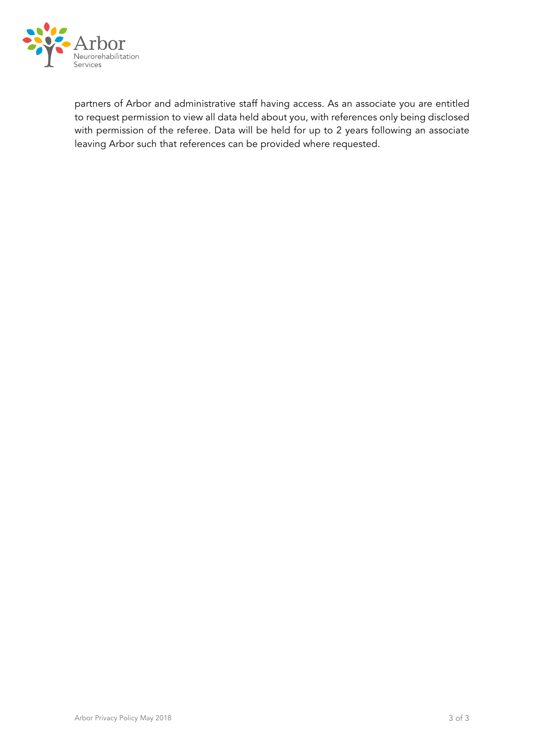partners of Arbor and administrative staff having access. As an associate you are entitled to request permission to view all data held about you, with references only being disclosed with permission of the referee. Data will be held for up to 2 years following an associate leaving Arbor such that references can be provided where requested.